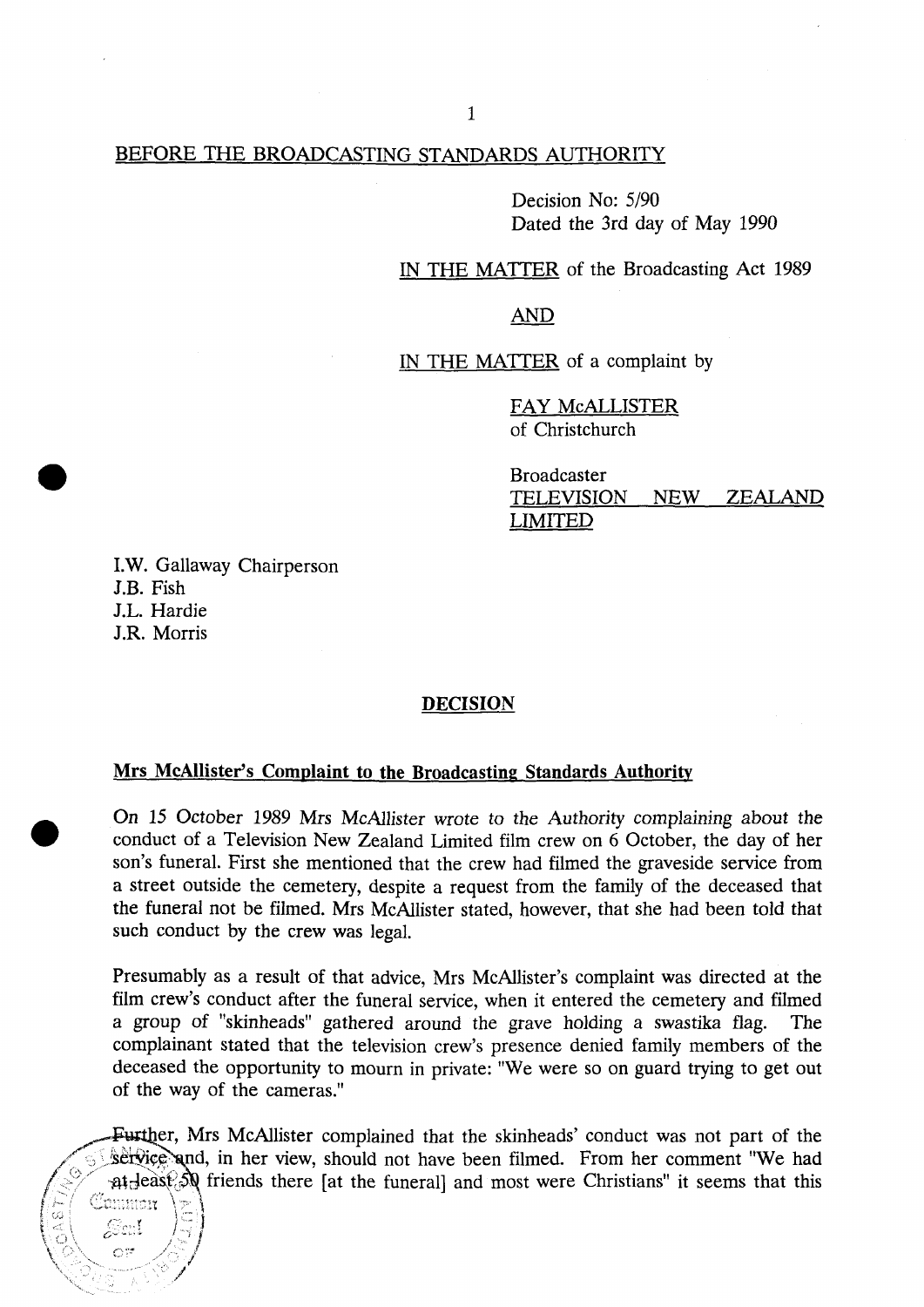BEFORE THE BROADCASTING STANDARDS AUTHORITY

Decision No: 5/90
Dated the 3rd day of May 1990

IN THE MATTER of the Broadcasting Act 1989

AND

IN THE MATTER of a complaint by

FAY McALLISTER
of Christchurch

Broadcaster
TELEVISION NEW ZEALAND LIMITED

I.W. Gallaway Chairperson
J.B. Fish
J.L. Hardie
J.R. Morris

## DECISION

### Mrs McAllister's Complaint to the Broadcasting Standards Authority

On 15 October 1989 Mrs McAllister wrote to the Authority complaining about the conduct of a Television New Zealand Limited film crew on 6 October, the day of her son's funeral. First she mentioned that the crew had filmed the graveside service from a street outside the cemetery, despite a request from the family of the deceased that the funeral not be filmed. Mrs McAllister stated, however, that she had been told that such conduct by the crew was legal.

Presumably as a result of that advice, Mrs McAllister's complaint was directed at the film crew's conduct after the funeral service, when it entered the cemetery and filmed a group of "skinheads" gathered around the grave holding a swastika flag. The complainant stated that the television crew's presence denied family members of the deceased the opportunity to mourn in private: "We were so on guard trying to get out of the way of the cameras."

Further, Mrs McAllister complained that the skinheads' conduct was not part of the service and, in her view, should not have been filmed. From her comment "We had at least 50 friends there [at the funeral] and most were Christians" it seems that this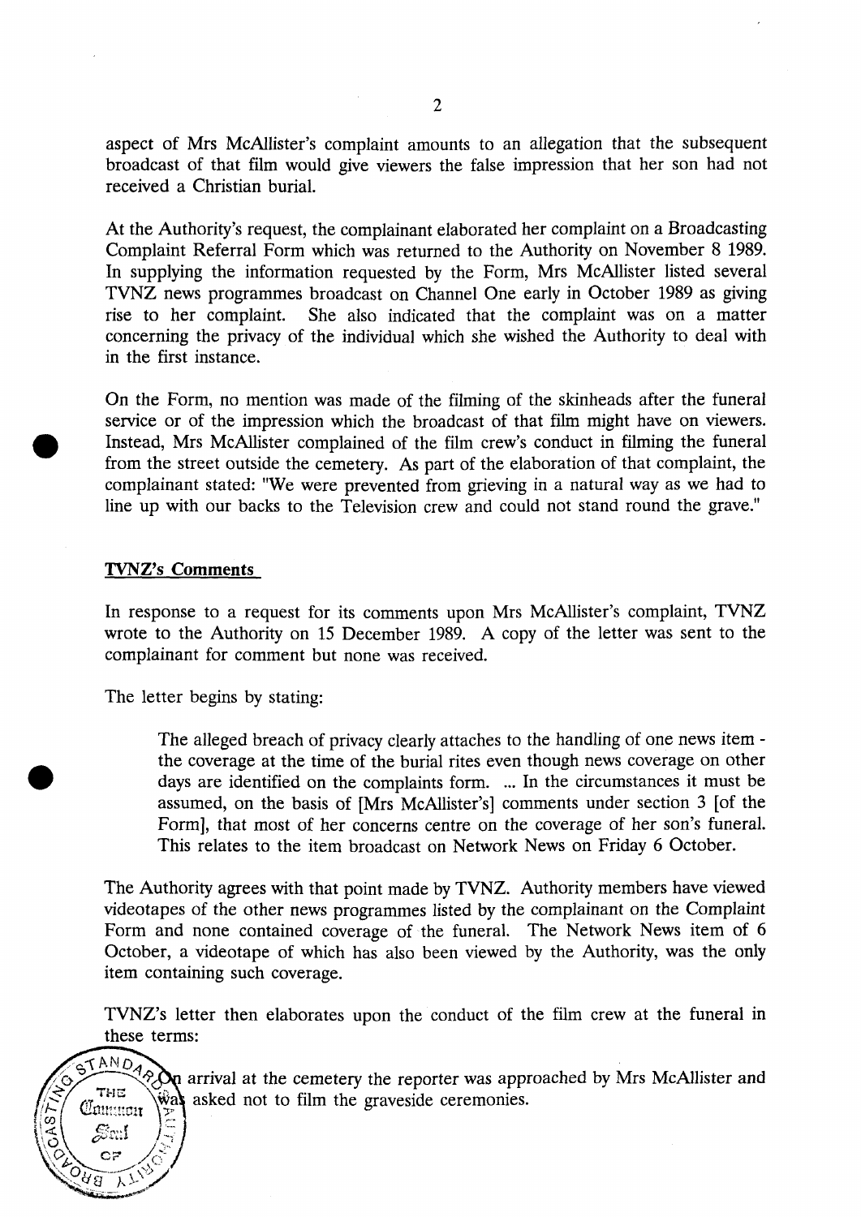aspect of Mrs McAllister's complaint amounts to an allegation that the subsequent broadcast of that film would give viewers the false impression that her son had not received a Christian burial.

At the Authority's request, the complainant elaborated her complaint on a Broadcasting Complaint Referral Form which was returned to the Authority on November 8 1989. In supplying the information requested by the Form, Mrs McAllister listed several TVNZ news programmes broadcast on Channel One early in October 1989 as giving rise to her complaint. She also indicated that the complaint was on a matter concerning the privacy of the individual which she wished the Authority to deal with in the first instance.

On the Form, no mention was made of the filming of the skinheads after the funeral service or of the impression which the broadcast of that film might have on viewers. Instead, Mrs McAllister complained of the film crew's conduct in filming the funeral from the street outside the cemetery. As part of the elaboration of that complaint, the complainant stated: "We were prevented from grieving in a natural way as we had to line up with our backs to the Television crew and could not stand round the grave."

## TVNZ's Comments

In response to a request for its comments upon Mrs McAllister's complaint, TVNZ wrote to the Authority on 15 December 1989. A copy of the letter was sent to the complainant for comment but none was received.

The letter begins by stating:

> The alleged breach of privacy clearly attaches to the handling of one news item - the coverage at the time of the burial rites even though news coverage on other days are identified on the complaints form. ... In the circumstances it must be assumed, on the basis of [Mrs McAllister's] comments under section 3 [of the Form], that most of her concerns centre on the coverage of her son's funeral. This relates to the item broadcast on Network News on Friday 6 October.

The Authority agrees with that point made by TVNZ. Authority members have viewed videotapes of the other news programmes listed by the complainant on the Complaint Form and none contained coverage of the funeral. The Network News item of 6 October, a videotape of which has also been viewed by the Authority, was the only item containing such coverage.

TVNZ's letter then elaborates upon the conduct of the film crew at the funeral in these terms:

> On arrival at the cemetery the reporter was approached by Mrs McAllister and was asked not to film the graveside ceremonies.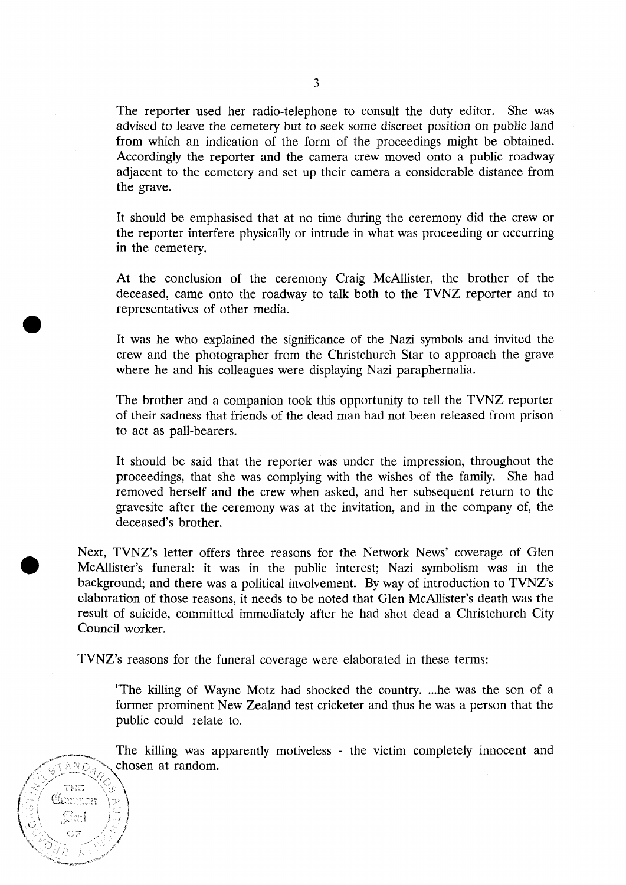The reporter used her radio-telephone to consult the duty editor. She was advised to leave the cemetery but to seek some discreet position on public land from which an indication of the form of the proceedings might be obtained. Accordingly the reporter and the camera crew moved onto a public roadway adjacent to the cemetery and set up their camera a considerable distance from the grave.

> It should be emphasised that at no time during the ceremony did the crew or the reporter interfere physically or intrude in what was proceeding or occurring in the cemetery.
>
> At the conclusion of the ceremony Craig McAllister, the brother of the deceased, came onto the roadway to talk both to the TVNZ reporter and to representatives of other media.
>
> It was he who explained the significance of the Nazi symbols and invited the crew and the photographer from the Christchurch Star to approach the grave where he and his colleagues were displaying Nazi paraphernalia.
>
> The brother and a companion took this opportunity to tell the TVNZ reporter of their sadness that friends of the dead man had not been released from prison to act as pall-bearers.
>
> It should be said that the reporter was under the impression, throughout the proceedings, that she was complying with the wishes of the family. She had removed herself and the crew when asked, and her subsequent return to the gravesite after the ceremony was at the invitation, and in the company of, the deceased's brother.

Next, TVNZ's letter offers three reasons for the Network News' coverage of Glen McAllister's funeral: it was in the public interest; Nazi symbolism was in the background; and there was a political involvement. By way of introduction to TVNZ's elaboration of those reasons, it needs to be noted that Glen McAllister's death was the result of suicide, committed immediately after he had shot dead a Christchurch City Council worker.

TVNZ's reasons for the funeral coverage were elaborated in these terms:

> "The killing of Wayne Motz had shocked the country. ...he was the son of a former prominent New Zealand test cricketer and thus he was a person that the public could relate to.
>
> The killing was apparently motiveless - the victim completely innocent and chosen at random.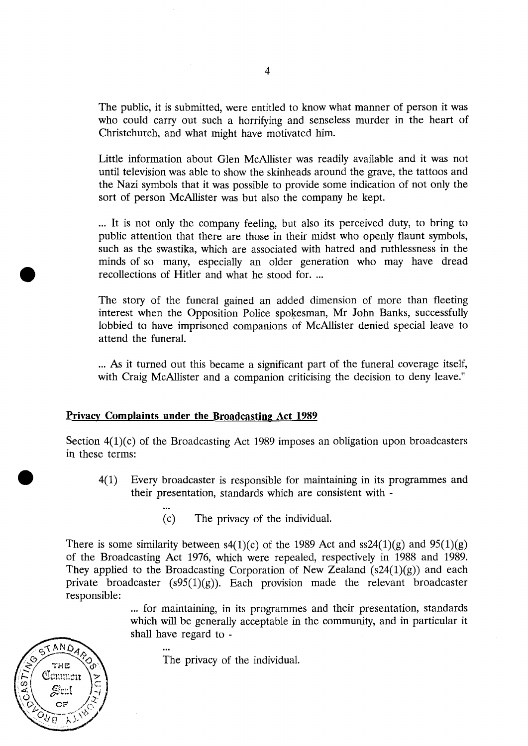The public, it is submitted, were entitled to know what manner of person it was who could carry out such a horrifying and senseless murder in the heart of Christchurch, and what might have motivated him.

Little information about Glen McAllister was readily available and it was not until television was able to show the skinheads around the grave, the tattoos and the Nazi symbols that it was possible to provide some indication of not only the sort of person McAllister was but also the company he kept.

... It is not only the company feeling, but also its perceived duty, to bring to public attention that there are those in their midst who openly flaunt symbols, such as the swastika, which are associated with hatred and ruthlessness in the minds of so many, especially an older generation who may have dread recollections of Hitler and what he stood for. ...

The story of the funeral gained an added dimension of more than fleeting interest when the Opposition Police spokesman, Mr John Banks, successfully lobbied to have imprisoned companions of McAllister denied special leave to attend the funeral.

... As it turned out this became a significant part of the funeral coverage itself, with Craig McAllister and a companion criticising the decision to deny leave."

## Privacy Complaints under the Broadcasting Act 1989

Section 4(1)(c) of the Broadcasting Act 1989 imposes an obligation upon broadcasters in these terms:

> 4(1) Every broadcaster is responsible for maintaining in its programmes and their presentation, standards which are consistent with -
>
> ...
>
> (c) The privacy of the individual.

There is some similarity between s4(1)(c) of the 1989 Act and ss24(1)(g) and 95(1)(g) of the Broadcasting Act 1976, which were repealed, respectively in 1988 and 1989. They applied to the Broadcasting Corporation of New Zealand (s24(1)(g)) and each private broadcaster (s95(1)(g)). Each provision made the relevant broadcaster responsible:

> ... for maintaining, in its programmes and their presentation, standards which will be generally acceptable in the community, and in particular it shall have regard to -
>
> ...
>
> The privacy of the individual.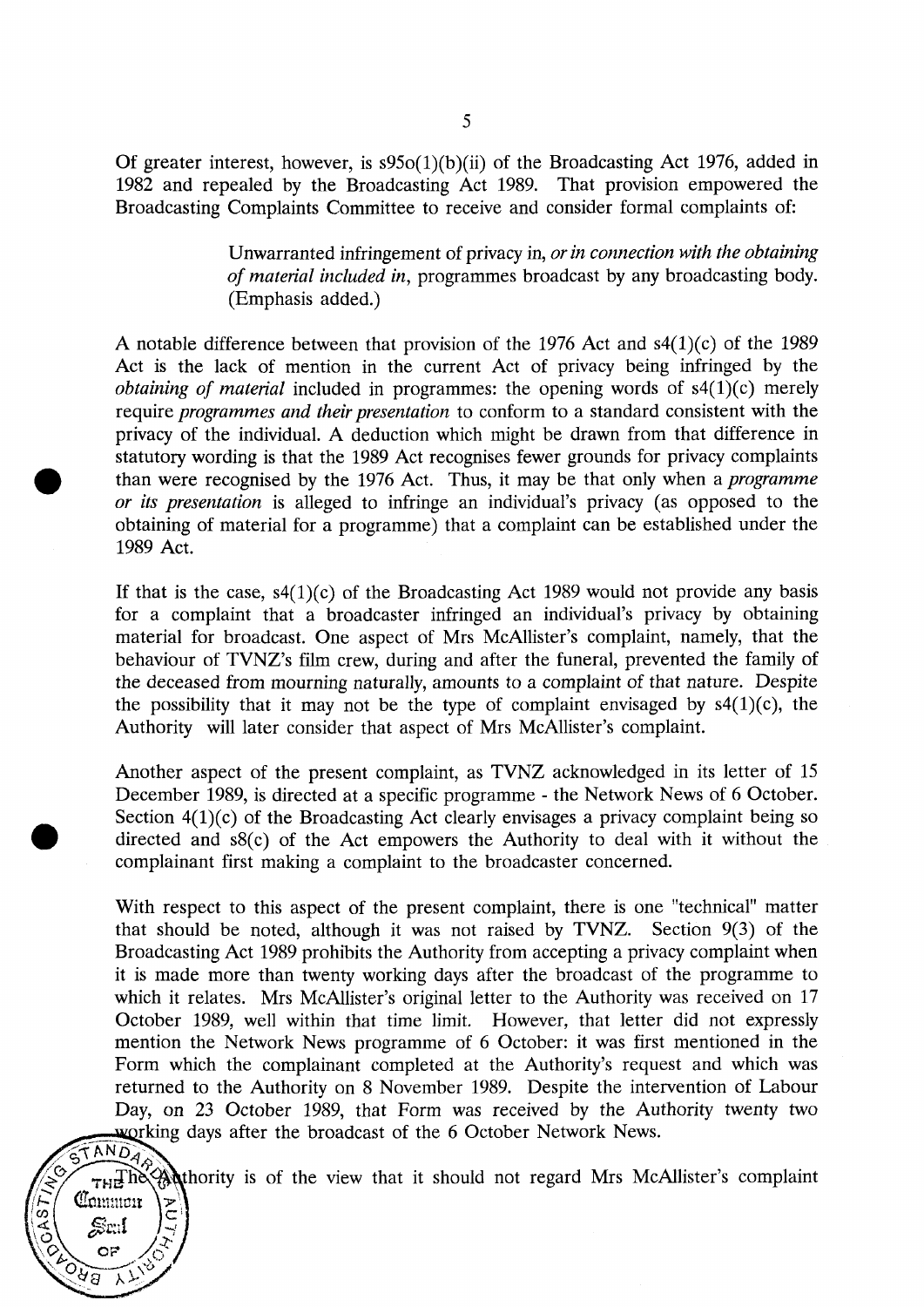Of greater interest, however, is s95o(1)(b)(ii) of the Broadcasting Act 1976, added in 1982 and repealed by the Broadcasting Act 1989. That provision empowered the Broadcasting Complaints Committee to receive and consider formal complaints of:

> Unwarranted infringement of privacy in, *or in connection with the obtaining of material included in*, programmes broadcast by any broadcasting body. (Emphasis added.)

A notable difference between that provision of the 1976 Act and s4(1)(c) of the 1989 Act is the lack of mention in the current Act of privacy being infringed by the *obtaining of material* included in programmes: the opening words of s4(1)(c) merely require *programmes and their presentation* to conform to a standard consistent with the privacy of the individual. A deduction which might be drawn from that difference in statutory wording is that the 1989 Act recognises fewer grounds for privacy complaints than were recognised by the 1976 Act. Thus, it may be that only when a *programme or its presentation* is alleged to infringe an individual's privacy (as opposed to the obtaining of material for a programme) that a complaint can be established under the 1989 Act.

If that is the case, s4(1)(c) of the Broadcasting Act 1989 would not provide any basis for a complaint that a broadcaster infringed an individual's privacy by obtaining material for broadcast. One aspect of Mrs McAllister's complaint, namely, that the behaviour of TVNZ's film crew, during and after the funeral, prevented the family of the deceased from mourning naturally, amounts to a complaint of that nature. Despite the possibility that it may not be the type of complaint envisaged by s4(1)(c), the Authority will later consider that aspect of Mrs McAllister's complaint.

Another aspect of the present complaint, as TVNZ acknowledged in its letter of 15 December 1989, is directed at a specific programme - the Network News of 6 October. Section 4(1)(c) of the Broadcasting Act clearly envisages a privacy complaint being so directed and s8(c) of the Act empowers the Authority to deal with it without the complainant first making a complaint to the broadcaster concerned.

With respect to this aspect of the present complaint, there is one "technical" matter that should be noted, although it was not raised by TVNZ. Section 9(3) of the Broadcasting Act 1989 prohibits the Authority from accepting a privacy complaint when it is made more than twenty working days after the broadcast of the programme to which it relates. Mrs McAllister's original letter to the Authority was received on 17 October 1989, well within that time limit. However, that letter did not expressly mention the Network News programme of 6 October: it was first mentioned in the Form which the complainant completed at the Authority's request and which was returned to the Authority on 8 November 1989. Despite the intervention of Labour Day, on 23 October 1989, that Form was received by the Authority twenty two working days after the broadcast of the 6 October Network News.

The Authority is of the view that it should not regard Mrs McAllister's complaint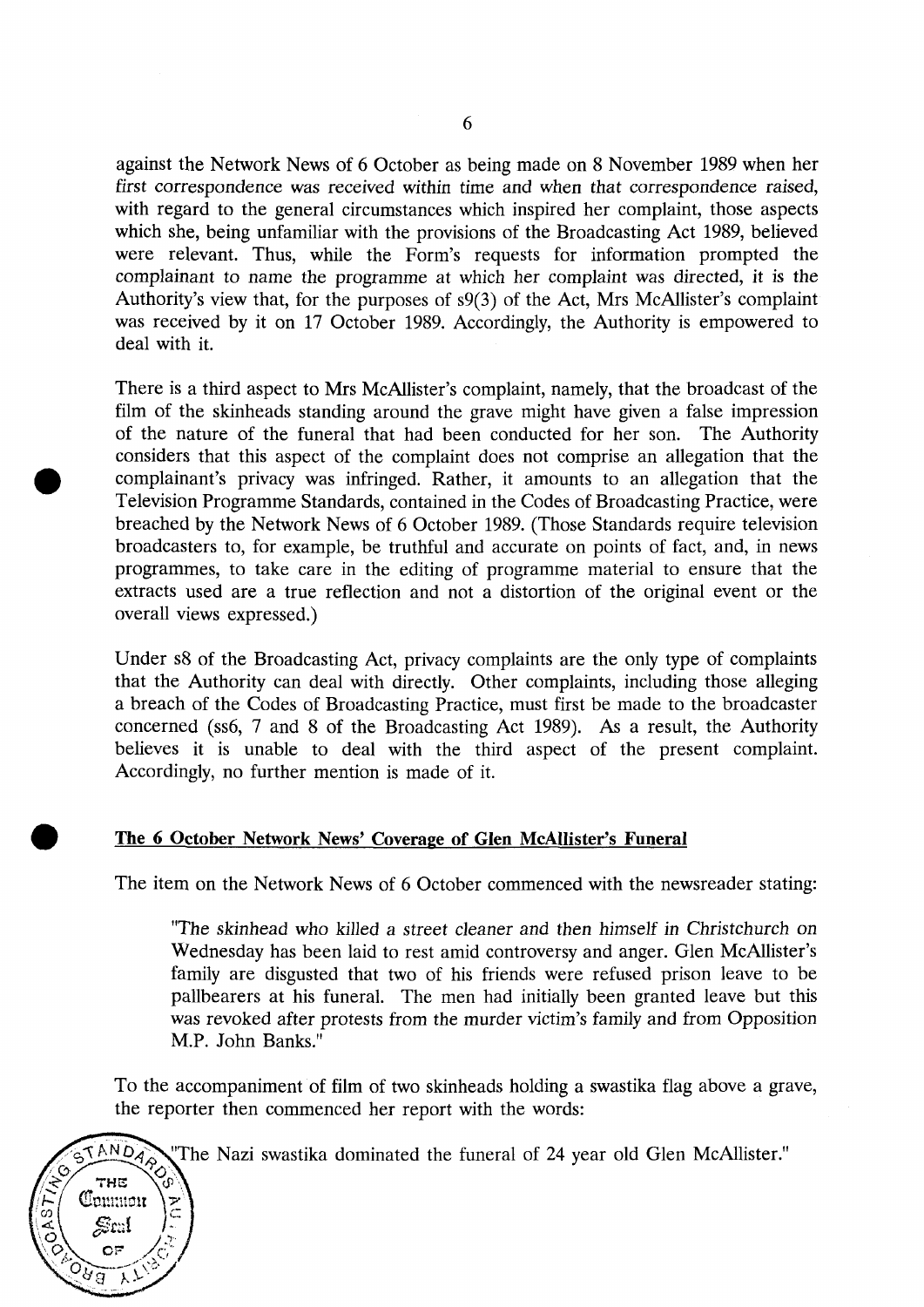against the Network News of 6 October as being made on 8 November 1989 when her first correspondence was received within time and when that correspondence raised, with regard to the general circumstances which inspired her complaint, those aspects which she, being unfamiliar with the provisions of the Broadcasting Act 1989, believed were relevant. Thus, while the Form's requests for information prompted the complainant to name the programme at which her complaint was directed, it is the Authority's view that, for the purposes of s9(3) of the Act, Mrs McAllister's complaint was received by it on 17 October 1989. Accordingly, the Authority is empowered to deal with it.

There is a third aspect to Mrs McAllister's complaint, namely, that the broadcast of the film of the skinheads standing around the grave might have given a false impression of the nature of the funeral that had been conducted for her son. The Authority considers that this aspect of the complaint does not comprise an allegation that the complainant's privacy was infringed. Rather, it amounts to an allegation that the Television Programme Standards, contained in the Codes of Broadcasting Practice, were breached by the Network News of 6 October 1989. (Those Standards require television broadcasters to, for example, be truthful and accurate on points of fact, and, in news programmes, to take care in the editing of programme material to ensure that the extracts used are a true reflection and not a distortion of the original event or the overall views expressed.)

Under s8 of the Broadcasting Act, privacy complaints are the only type of complaints that the Authority can deal with directly. Other complaints, including those alleging a breach of the Codes of Broadcasting Practice, must first be made to the broadcaster concerned (ss6, 7 and 8 of the Broadcasting Act 1989). As a result, the Authority believes it is unable to deal with the third aspect of the present complaint. Accordingly, no further mention is made of it.

**The 6 October Network News' Coverage of Glen McAllister's Funeral**

The item on the Network News of 6 October commenced with the newsreader stating:

> "The skinhead who killed a street cleaner and then himself in Christchurch on Wednesday has been laid to rest amid controversy and anger. Glen McAllister's family are disgusted that two of his friends were refused prison leave to be pallbearers at his funeral. The men had initially been granted leave but this was revoked after protests from the murder victim's family and from Opposition M.P. John Banks."

To the accompaniment of film of two skinheads holding a swastika flag above a grave, the reporter then commenced her report with the words:

> "The Nazi swastika dominated the funeral of 24 year old Glen McAllister."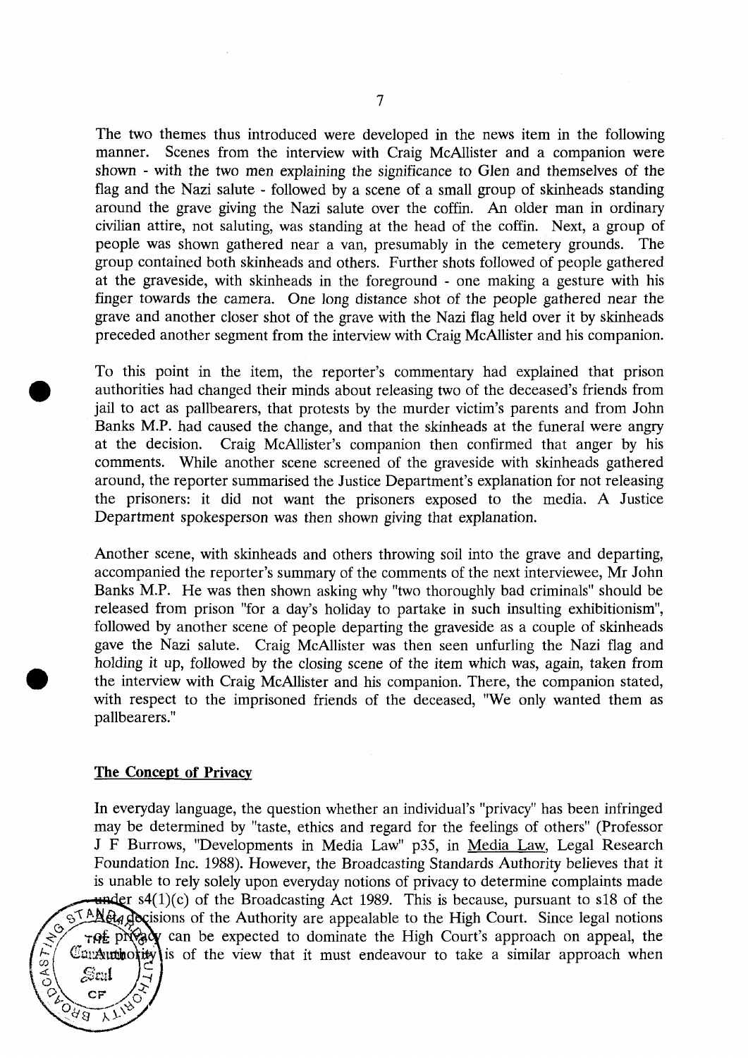The two themes thus introduced were developed in the news item in the following manner. Scenes from the interview with Craig McAllister and a companion were shown - with the two men explaining the significance to Glen and themselves of the flag and the Nazi salute - followed by a scene of a small group of skinheads standing around the grave giving the Nazi salute over the coffin. An older man in ordinary civilian attire, not saluting, was standing at the head of the coffin. Next, a group of people was shown gathered near a van, presumably in the cemetery grounds. The group contained both skinheads and others. Further shots followed of people gathered at the graveside, with skinheads in the foreground - one making a gesture with his finger towards the camera. One long distance shot of the people gathered near the grave and another closer shot of the grave with the Nazi flag held over it by skinheads preceded another segment from the interview with Craig McAllister and his companion.

To this point in the item, the reporter's commentary had explained that prison authorities had changed their minds about releasing two of the deceased's friends from jail to act as pallbearers, that protests by the murder victim's parents and from John Banks M.P. had caused the change, and that the skinheads at the funeral were angry at the decision. Craig McAllister's companion then confirmed that anger by his comments. While another scene screened of the graveside with skinheads gathered around, the reporter summarised the Justice Department's explanation for not releasing the prisoners: it did not want the prisoners exposed to the media. A Justice Department spokesperson was then shown giving that explanation.

Another scene, with skinheads and others throwing soil into the grave and departing, accompanied the reporter's summary of the comments of the next interviewee, Mr John Banks M.P. He was then shown asking why "two thoroughly bad criminals" should be released from prison "for a day's holiday to partake in such insulting exhibitionism", followed by another scene of people departing the graveside as a couple of skinheads gave the Nazi salute. Craig McAllister was then seen unfurling the Nazi flag and holding it up, followed by the closing scene of the item which was, again, taken from the interview with Craig McAllister and his companion. There, the companion stated, with respect to the imprisoned friends of the deceased, "We only wanted them as pallbearers."

## The Concept of Privacy

In everyday language, the question whether an individual's "privacy" has been infringed may be determined by "taste, ethics and regard for the feelings of others" (Professor J F Burrows, "Developments in Media Law" p35, in Media Law, Legal Research Foundation Inc. 1988). However, the Broadcasting Standards Authority believes that it is unable to rely solely upon everyday notions of privacy to determine complaints made under s4(1)(c) of the Broadcasting Act 1989. This is because, pursuant to s18 of the Act, decisions of the Authority are appealable to the High Court. Since legal notions of privacy can be expected to dominate the High Court's approach on appeal, the Authority is of the view that it must endeavour to take a similar approach when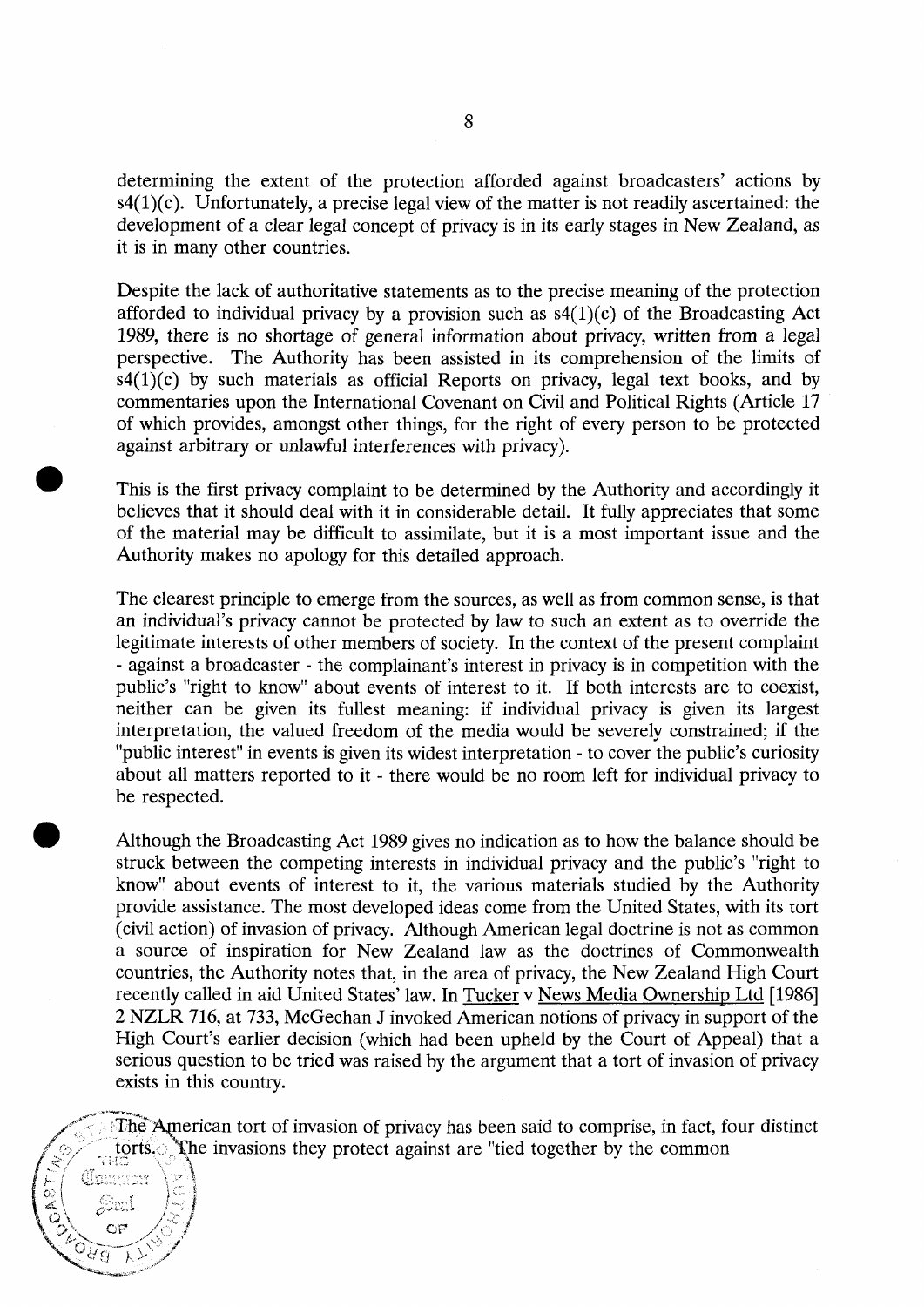determining the extent of the protection afforded against broadcasters' actions by s4(1)(c). Unfortunately, a precise legal view of the matter is not readily ascertained: the development of a clear legal concept of privacy is in its early stages in New Zealand, as it is in many other countries.

Despite the lack of authoritative statements as to the precise meaning of the protection afforded to individual privacy by a provision such as s4(1)(c) of the Broadcasting Act 1989, there is no shortage of general information about privacy, written from a legal perspective. The Authority has been assisted in its comprehension of the limits of s4(1)(c) by such materials as official Reports on privacy, legal text books, and by commentaries upon the International Covenant on Civil and Political Rights (Article 17 of which provides, amongst other things, for the right of every person to be protected against arbitrary or unlawful interferences with privacy).

This is the first privacy complaint to be determined by the Authority and accordingly it believes that it should deal with it in considerable detail. It fully appreciates that some of the material may be difficult to assimilate, but it is a most important issue and the Authority makes no apology for this detailed approach.

The clearest principle to emerge from the sources, as well as from common sense, is that an individual's privacy cannot be protected by law to such an extent as to override the legitimate interests of other members of society. In the context of the present complaint - against a broadcaster - the complainant's interest in privacy is in competition with the public's "right to know" about events of interest to it. If both interests are to coexist, neither can be given its fullest meaning: if individual privacy is given its largest interpretation, the valued freedom of the media would be severely constrained; if the "public interest" in events is given its widest interpretation - to cover the public's curiosity about all matters reported to it - there would be no room left for individual privacy to be respected.

Although the Broadcasting Act 1989 gives no indication as to how the balance should be struck between the competing interests in individual privacy and the public's "right to know" about events of interest to it, the various materials studied by the Authority provide assistance. The most developed ideas come from the United States, with its tort (civil action) of invasion of privacy. Although American legal doctrine is not as common a source of inspiration for New Zealand law as the doctrines of Commonwealth countries, the Authority notes that, in the area of privacy, the New Zealand High Court recently called in aid United States' law. In Tucker v News Media Ownership Ltd [1986] 2 NZLR 716, at 733, McGechan J invoked American notions of privacy in support of the High Court's earlier decision (which had been upheld by the Court of Appeal) that a serious question to be tried was raised by the argument that a tort of invasion of privacy exists in this country.

The American tort of invasion of privacy has been said to comprise, in fact, four distinct torts. The invasions they protect against are "tied together by the common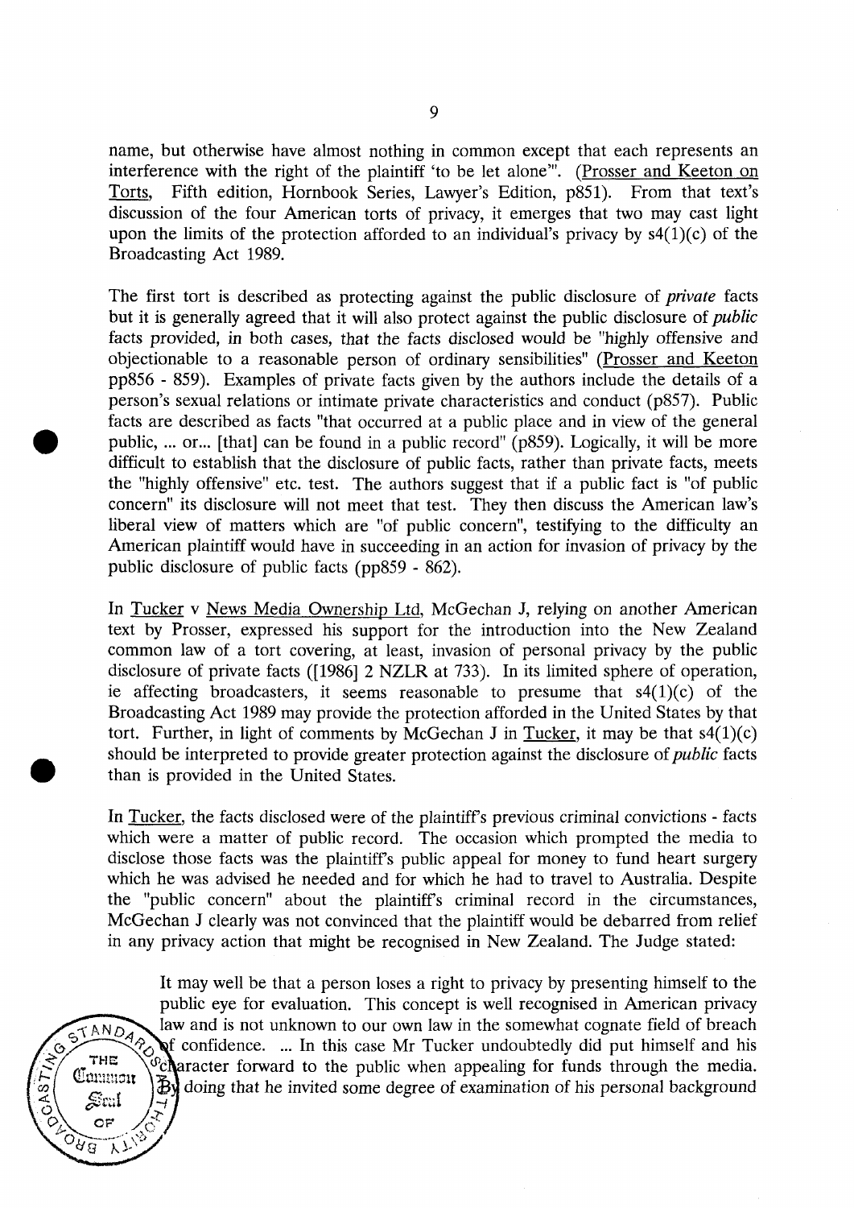name, but otherwise have almost nothing in common except that each represents an interference with the right of the plaintiff 'to be let alone'". (Prosser and Keeton on Torts, Fifth edition, Hornbook Series, Lawyer's Edition, p851). From that text's discussion of the four American torts of privacy, it emerges that two may cast light upon the limits of the protection afforded to an individual's privacy by s4(1)(c) of the Broadcasting Act 1989.

The first tort is described as protecting against the public disclosure of *private* facts but it is generally agreed that it will also protect against the public disclosure of *public* facts provided, in both cases, that the facts disclosed would be "highly offensive and objectionable to a reasonable person of ordinary sensibilities" (Prosser and Keeton pp856 - 859). Examples of private facts given by the authors include the details of a person's sexual relations or intimate private characteristics and conduct (p857). Public facts are described as facts "that occurred at a public place and in view of the general public, ... or... [that] can be found in a public record" (p859). Logically, it will be more difficult to establish that the disclosure of public facts, rather than private facts, meets the "highly offensive" etc. test. The authors suggest that if a public fact is "of public concern" its disclosure will not meet that test. They then discuss the American law's liberal view of matters which are "of public concern", testifying to the difficulty an American plaintiff would have in succeeding in an action for invasion of privacy by the public disclosure of public facts (pp859 - 862).

In Tucker v News Media Ownership Ltd, McGechan J, relying on another American text by Prosser, expressed his support for the introduction into the New Zealand common law of a tort covering, at least, invasion of personal privacy by the public disclosure of private facts ([1986] 2 NZLR at 733). In its limited sphere of operation, ie affecting broadcasters, it seems reasonable to presume that s4(1)(c) of the Broadcasting Act 1989 may provide the protection afforded in the United States by that tort. Further, in light of comments by McGechan J in Tucker, it may be that s4(1)(c) should be interpreted to provide greater protection against the disclosure of *public* facts than is provided in the United States.

In Tucker, the facts disclosed were of the plaintiff's previous criminal convictions - facts which were a matter of public record. The occasion which prompted the media to disclose those facts was the plaintiff's public appeal for money to fund heart surgery which he was advised he needed and for which he had to travel to Australia. Despite the "public concern" about the plaintiff's criminal record in the circumstances, McGechan J clearly was not convinced that the plaintiff would be debarred from relief in any privacy action that might be recognised in New Zealand. The Judge stated:

> It may well be that a person loses a right to privacy by presenting himself to the public eye for evaluation. This concept is well recognised in American privacy law and is not unknown to our own law in the somewhat cognate field of breach of confidence. ... In this case Mr Tucker undoubtedly did put himself and his character forward to the public when appealing for funds through the media. By doing that he invited some degree of examination of his personal background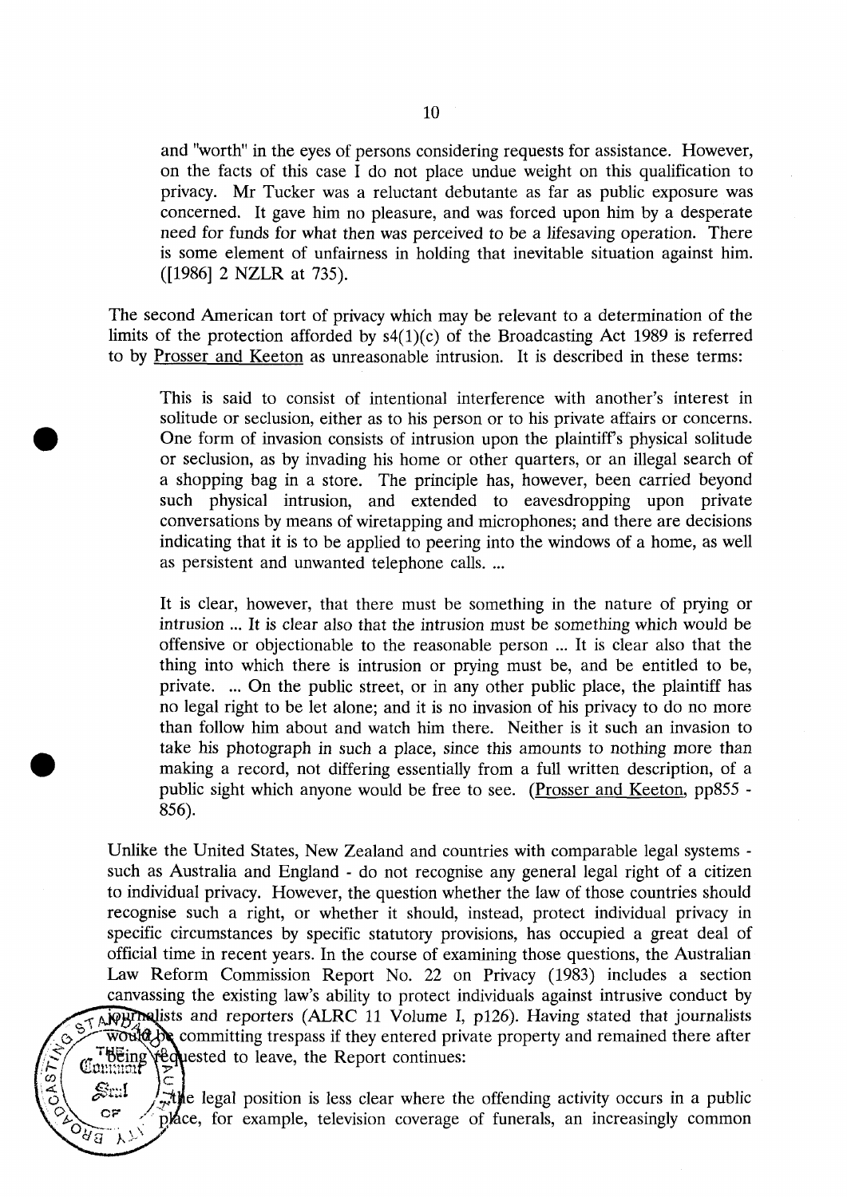and "worth" in the eyes of persons considering requests for assistance. However, on the facts of this case I do not place undue weight on this qualification to privacy. Mr Tucker was a reluctant debutante as far as public exposure was concerned. It gave him no pleasure, and was forced upon him by a desperate need for funds for what then was perceived to be a lifesaving operation. There is some element of unfairness in holding that inevitable situation against him. ([1986] 2 NZLR at 735).

The second American tort of privacy which may be relevant to a determination of the limits of the protection afforded by s4(1)(c) of the Broadcasting Act 1989 is referred to by Prosser and Keeton as unreasonable intrusion. It is described in these terms:

> This is said to consist of intentional interference with another's interest in solitude or seclusion, either as to his person or to his private affairs or concerns. One form of invasion consists of intrusion upon the plaintiff's physical solitude or seclusion, as by invading his home or other quarters, or an illegal search of a shopping bag in a store. The principle has, however, been carried beyond such physical intrusion, and extended to eavesdropping upon private conversations by means of wiretapping and microphones; and there are decisions indicating that it is to be applied to peering into the windows of a home, as well as persistent and unwanted telephone calls. ...
>
> It is clear, however, that there must be something in the nature of prying or intrusion ... It is clear also that the intrusion must be something which would be offensive or objectionable to the reasonable person ... It is clear also that the thing into which there is intrusion or prying must be, and be entitled to be, private. ... On the public street, or in any other public place, the plaintiff has no legal right to be let alone; and it is no invasion of his privacy to do no more than follow him about and watch him there. Neither is it such an invasion to take his photograph in such a place, since this amounts to nothing more than making a record, not differing essentially from a full written description, of a public sight which anyone would be free to see. (Prosser and Keeton, pp855 - 856).

Unlike the United States, New Zealand and countries with comparable legal systems - such as Australia and England - do not recognise any general legal right of a citizen to individual privacy. However, the question whether the law of those countries should recognise such a right, or whether it should, instead, protect individual privacy in specific circumstances by specific statutory provisions, has occupied a great deal of official time in recent years. In the course of examining those questions, the Australian Law Reform Commission Report No. 22 on Privacy (1983) includes a section canvassing the existing law's ability to protect individuals against intrusive conduct by journalists and reporters (ALRC 11 Volume I, p126). Having stated that journalists would be committing trespass if they entered private property and remained there after being requested to leave, the Report continues:

> the legal position is less clear where the offending activity occurs in a public place, for example, television coverage of funerals, an increasingly common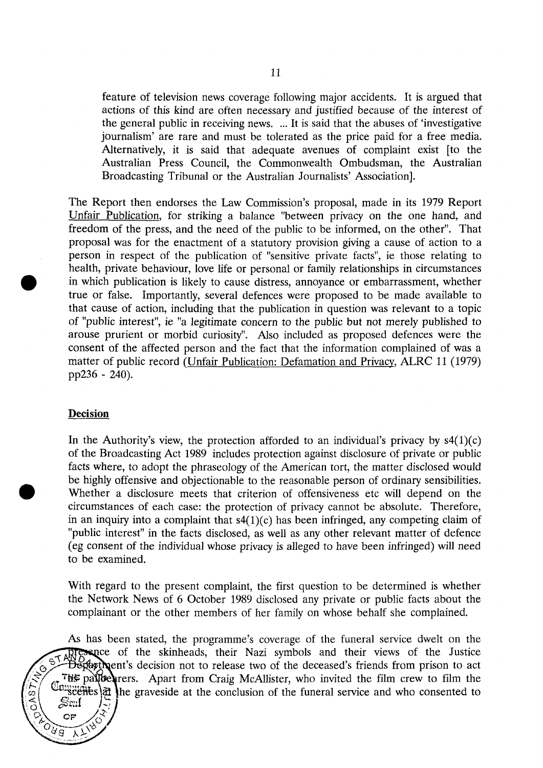feature of television news coverage following major accidents. It is argued that actions of this kind are often necessary and justified because of the interest of the general public in receiving news. ... It is said that the abuses of 'investigative journalism' are rare and must be tolerated as the price paid for a free media. Alternatively, it is said that adequate avenues of complaint exist [to the Australian Press Council, the Commonwealth Ombudsman, the Australian Broadcasting Tribunal or the Australian Journalists' Association].

The Report then endorses the Law Commission's proposal, made in its 1979 Report Unfair Publication, for striking a balance "between privacy on the one hand, and freedom of the press, and the need of the public to be informed, on the other". That proposal was for the enactment of a statutory provision giving a cause of action to a person in respect of the publication of "sensitive private facts", ie those relating to health, private behaviour, love life or personal or family relationships in circumstances in which publication is likely to cause distress, annoyance or embarrassment, whether true or false. Importantly, several defences were proposed to be made available to that cause of action, including that the publication in question was relevant to a topic of "public interest", ie "a legitimate concern to the public but not merely published to arouse prurient or morbid curiosity". Also included as proposed defences were the consent of the affected person and the fact that the information complained of was a matter of public record (Unfair Publication: Defamation and Privacy, ALRC 11 (1979) pp236 - 240).

**Decision**

In the Authority's view, the protection afforded to an individual's privacy by s4(1)(c) of the Broadcasting Act 1989 includes protection against disclosure of private or public facts where, to adopt the phraseology of the American tort, the matter disclosed would be highly offensive and objectionable to the reasonable person of ordinary sensibilities. Whether a disclosure meets that criterion of offensiveness etc will depend on the circumstances of each case: the protection of privacy cannot be absolute. Therefore, in an inquiry into a complaint that s4(1)(c) has been infringed, any competing claim of "public interest" in the facts disclosed, as well as any other relevant matter of defence (eg consent of the individual whose privacy is alleged to have been infringed) will need to be examined.

With regard to the present complaint, the first question to be determined is whether the Network News of 6 October 1989 disclosed any private or public facts about the complainant or the other members of her family on whose behalf she complained.

As has been stated, the programme's coverage of the funeral service dwelt on the presence of the skinheads, their Nazi symbols and their views of the Justice Department's decision not to release two of the deceased's friends from prison to act as pallbearers. Apart from Craig McAllister, who invited the film crew to film the scenes at the graveside at the conclusion of the funeral service and who consented to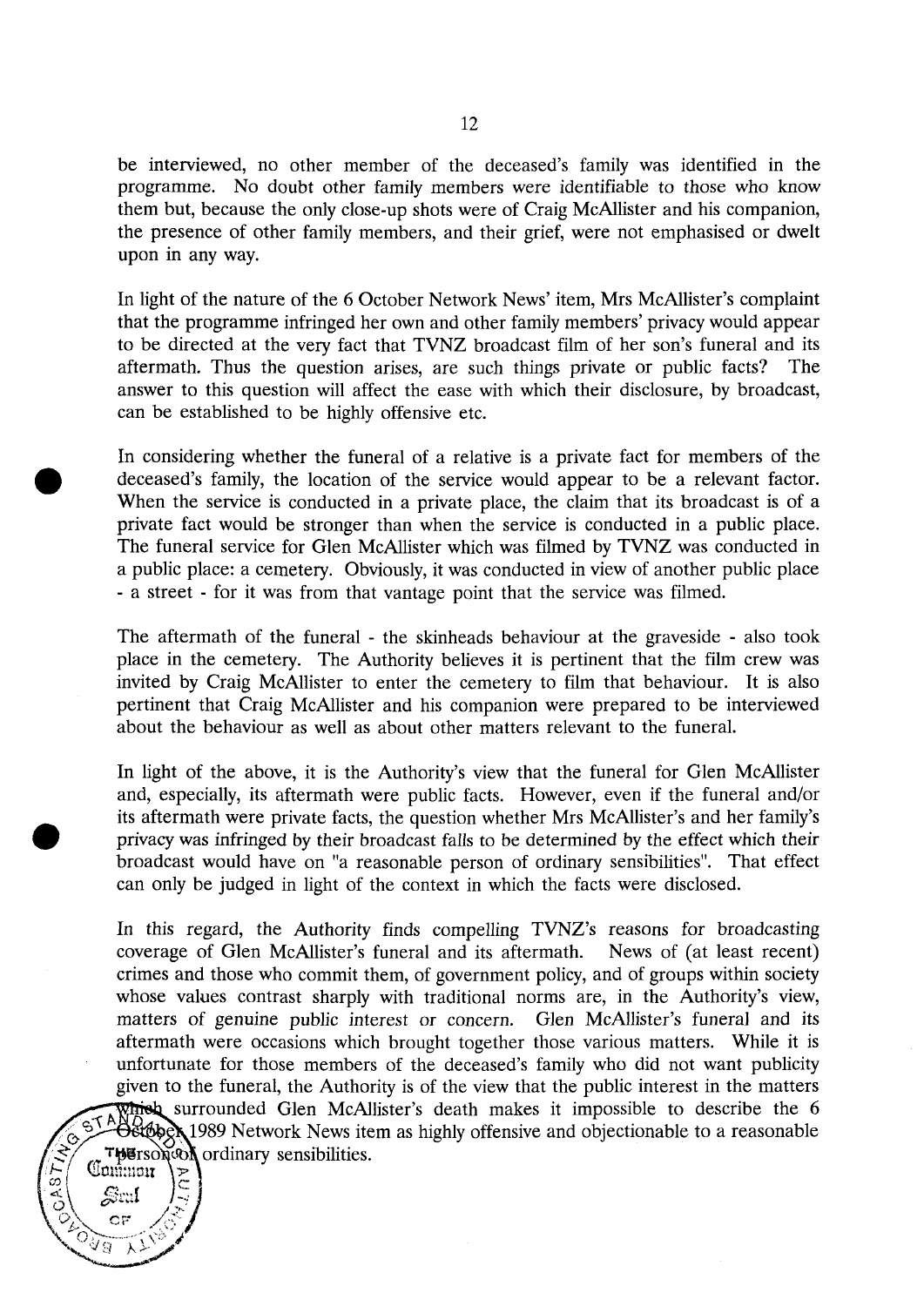be interviewed, no other member of the deceased's family was identified in the programme. No doubt other family members were identifiable to those who know them but, because the only close-up shots were of Craig McAllister and his companion, the presence of other family members, and their grief, were not emphasised or dwelt upon in any way.

In light of the nature of the 6 October Network News' item, Mrs McAllister's complaint that the programme infringed her own and other family members' privacy would appear to be directed at the very fact that TVNZ broadcast film of her son's funeral and its aftermath. Thus the question arises, are such things private or public facts? The answer to this question will affect the ease with which their disclosure, by broadcast, can be established to be highly offensive etc.

In considering whether the funeral of a relative is a private fact for members of the deceased's family, the location of the service would appear to be a relevant factor. When the service is conducted in a private place, the claim that its broadcast is of a private fact would be stronger than when the service is conducted in a public place. The funeral service for Glen McAllister which was filmed by TVNZ was conducted in a public place: a cemetery. Obviously, it was conducted in view of another public place - a street - for it was from that vantage point that the service was filmed.

The aftermath of the funeral - the skinheads behaviour at the graveside - also took place in the cemetery. The Authority believes it is pertinent that the film crew was invited by Craig McAllister to enter the cemetery to film that behaviour. It is also pertinent that Craig McAllister and his companion were prepared to be interviewed about the behaviour as well as about other matters relevant to the funeral.

In light of the above, it is the Authority's view that the funeral for Glen McAllister and, especially, its aftermath were public facts. However, even if the funeral and/or its aftermath were private facts, the question whether Mrs McAllister's and her family's privacy was infringed by their broadcast falls to be determined by the effect which their broadcast would have on "a reasonable person of ordinary sensibilities". That effect can only be judged in light of the context in which the facts were disclosed.

In this regard, the Authority finds compelling TVNZ's reasons for broadcasting coverage of Glen McAllister's funeral and its aftermath. News of (at least recent) crimes and those who commit them, of government policy, and of groups within society whose values contrast sharply with traditional norms are, in the Authority's view, matters of genuine public interest or concern. Glen McAllister's funeral and its aftermath were occasions which brought together those various matters. While it is unfortunate for those members of the deceased's family who did not want publicity given to the funeral, the Authority is of the view that the public interest in the matters which surrounded Glen McAllister's death makes it impossible to describe the 6 October 1989 Network News item as highly offensive and objectionable to a reasonable person of ordinary sensibilities.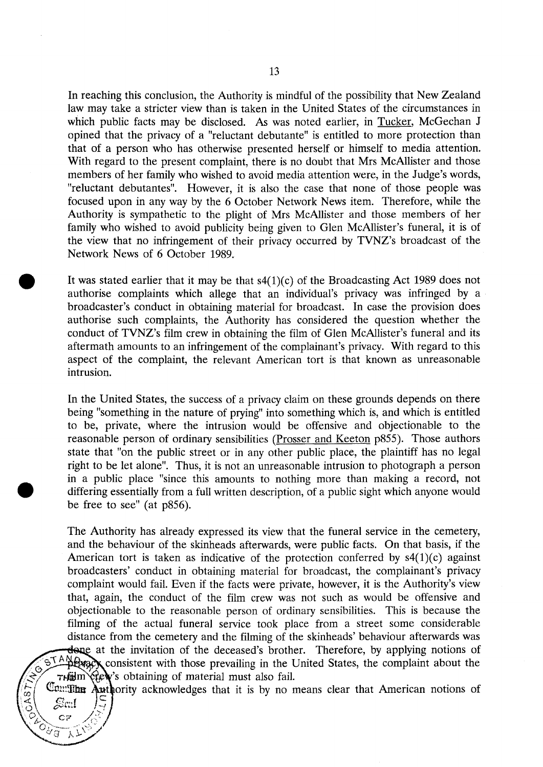In reaching this conclusion, the Authority is mindful of the possibility that New Zealand law may take a stricter view than is taken in the United States of the circumstances in which public facts may be disclosed. As was noted earlier, in Tucker, McGechan J opined that the privacy of a "reluctant debutante" is entitled to more protection than that of a person who has otherwise presented herself or himself to media attention. With regard to the present complaint, there is no doubt that Mrs McAllister and those members of her family who wished to avoid media attention were, in the Judge's words, "reluctant debutantes". However, it is also the case that none of those people was focused upon in any way by the 6 October Network News item. Therefore, while the Authority is sympathetic to the plight of Mrs McAllister and those members of her family who wished to avoid publicity being given to Glen McAllister's funeral, it is of the view that no infringement of their privacy occurred by TVNZ's broadcast of the Network News of 6 October 1989.

It was stated earlier that it may be that s4(1)(c) of the Broadcasting Act 1989 does not authorise complaints which allege that an individual's privacy was infringed by a broadcaster's conduct in obtaining material for broadcast. In case the provision does authorise such complaints, the Authority has considered the question whether the conduct of TVNZ's film crew in obtaining the film of Glen McAllister's funeral and its aftermath amounts to an infringement of the complainant's privacy. With regard to this aspect of the complaint, the relevant American tort is that known as unreasonable intrusion.

In the United States, the success of a privacy claim on these grounds depends on there being "something in the nature of prying" into something which is, and which is entitled to be, private, where the intrusion would be offensive and objectionable to the reasonable person of ordinary sensibilities (Prosser and Keeton p855). Those authors state that "on the public street or in any other public place, the plaintiff has no legal right to be let alone". Thus, it is not an unreasonable intrusion to photograph a person in a public place "since this amounts to nothing more than making a record, not differing essentially from a full written description, of a public sight which anyone would be free to see" (at p856).

The Authority has already expressed its view that the funeral service in the cemetery, and the behaviour of the skinheads afterwards, were public facts. On that basis, if the American tort is taken as indicative of the protection conferred by s4(1)(c) against broadcasters' conduct in obtaining material for broadcast, the complainant's privacy complaint would fail. Even if the facts were private, however, it is the Authority's view that, again, the conduct of the film crew was not such as would be offensive and objectionable to the reasonable person of ordinary sensibilities. This is because the filming of the actual funeral service took place from a street some considerable distance from the cemetery and the filming of the skinheads' behaviour afterwards was done at the invitation of the deceased's brother. Therefore, by applying notions of privacy consistent with those prevailing in the United States, the complaint about the film crew's obtaining of material must also fail.

The Authority acknowledges that it is by no means clear that American notions of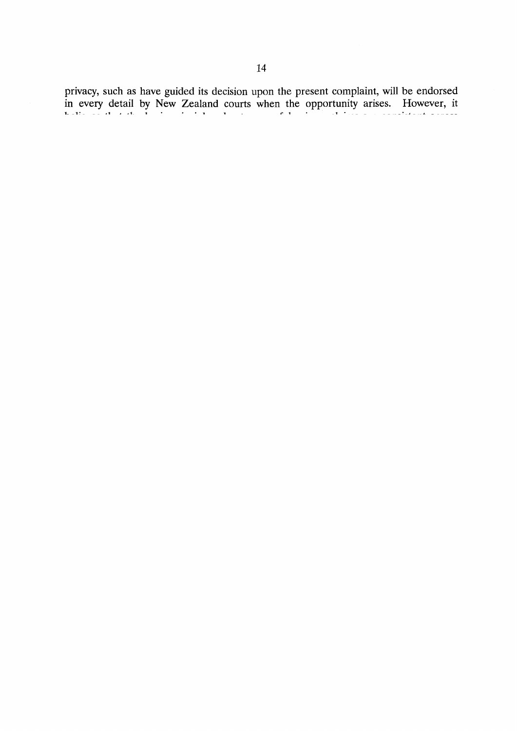privacy, such as have guided its decision upon the present complaint, will be endorsed in every detail by New Zealand courts when the opportunity arises. However, it